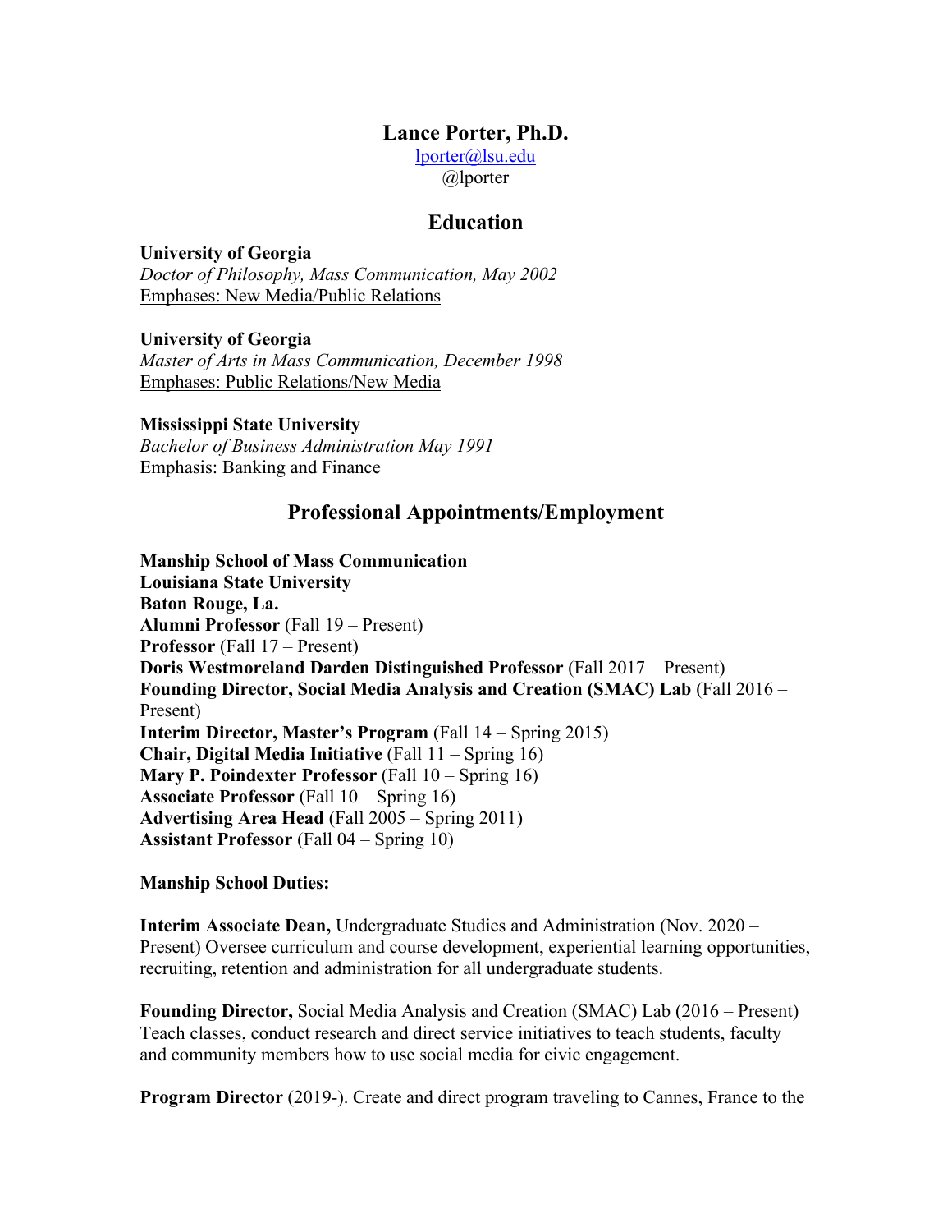# Lance Porter, Ph.D.

lporter@lsu.edu
@lporter

## Education

**University of Georgia**
*Doctor of Philosophy, Mass Communication, May 2002*
Emphases: New Media/Public Relations

**University of Georgia**
*Master of Arts in Mass Communication, December 1998*
Emphases: Public Relations/New Media

**Mississippi State University**
*Bachelor of Business Administration May 1991*
Emphasis: Banking and Finance

## Professional Appointments/Employment

**Manship School of Mass Communication**
**Louisiana State University**
**Baton Rouge, La.**
**Alumni Professor** (Fall 19 – Present)
**Professor** (Fall 17 – Present)
**Doris Westmoreland Darden Distinguished Professor** (Fall 2017 – Present)
**Founding Director, Social Media Analysis and Creation (SMAC) Lab** (Fall 2016 – Present)
**Interim Director, Master's Program** (Fall 14 – Spring 2015)
**Chair, Digital Media Initiative** (Fall 11 – Spring 16)
**Mary P. Poindexter Professor** (Fall 10 – Spring 16)
**Associate Professor** (Fall 10 – Spring 16)
**Advertising Area Head** (Fall 2005 – Spring 2011)
**Assistant Professor** (Fall 04 – Spring 10)

**Manship School Duties:**

**Interim Associate Dean,** Undergraduate Studies and Administration (Nov. 2020 – Present) Oversee curriculum and course development, experiential learning opportunities, recruiting, retention and administration for all undergraduate students.

**Founding Director,** Social Media Analysis and Creation (SMAC) Lab (2016 – Present) Teach classes, conduct research and direct service initiatives to teach students, faculty and community members how to use social media for civic engagement.

**Program Director** (2019-). Create and direct program traveling to Cannes, France to the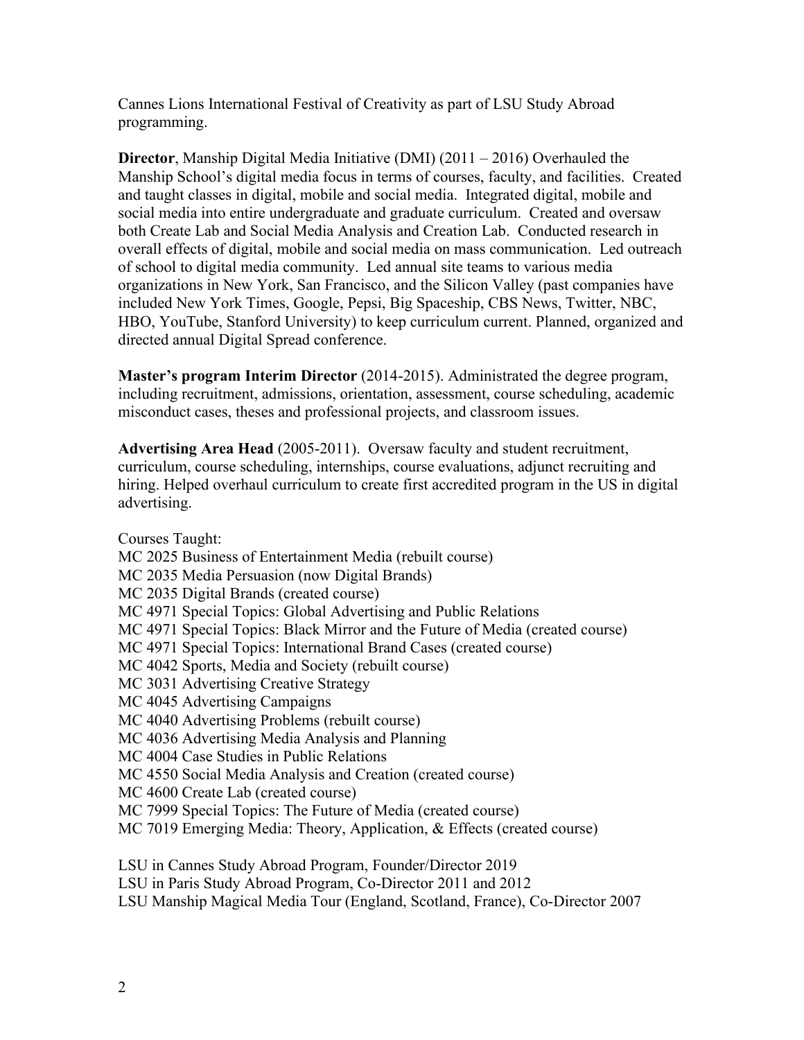Cannes Lions International Festival of Creativity as part of LSU Study Abroad programming.

**Director**, Manship Digital Media Initiative (DMI) (2011 – 2016) Overhauled the Manship School's digital media focus in terms of courses, faculty, and facilities. Created and taught classes in digital, mobile and social media. Integrated digital, mobile and social media into entire undergraduate and graduate curriculum. Created and oversaw both Create Lab and Social Media Analysis and Creation Lab. Conducted research in overall effects of digital, mobile and social media on mass communication. Led outreach of school to digital media community. Led annual site teams to various media organizations in New York, San Francisco, and the Silicon Valley (past companies have included New York Times, Google, Pepsi, Big Spaceship, CBS News, Twitter, NBC, HBO, YouTube, Stanford University) to keep curriculum current. Planned, organized and directed annual Digital Spread conference.

**Master's program Interim Director** (2014-2015). Administrated the degree program, including recruitment, admissions, orientation, assessment, course scheduling, academic misconduct cases, theses and professional projects, and classroom issues.

**Advertising Area Head** (2005-2011). Oversaw faculty and student recruitment, curriculum, course scheduling, internships, course evaluations, adjunct recruiting and hiring. Helped overhaul curriculum to create first accredited program in the US in digital advertising.

Courses Taught:
MC 2025 Business of Entertainment Media (rebuilt course)
MC 2035 Media Persuasion (now Digital Brands)
MC 2035 Digital Brands (created course)
MC 4971 Special Topics: Global Advertising and Public Relations
MC 4971 Special Topics: Black Mirror and the Future of Media (created course)
MC 4971 Special Topics: International Brand Cases (created course)
MC 4042 Sports, Media and Society (rebuilt course)
MC 3031 Advertising Creative Strategy
MC 4045 Advertising Campaigns
MC 4040 Advertising Problems (rebuilt course)
MC 4036 Advertising Media Analysis and Planning
MC 4004 Case Studies in Public Relations
MC 4550 Social Media Analysis and Creation (created course)
MC 4600 Create Lab (created course)
MC 7999 Special Topics: The Future of Media (created course)
MC 7019 Emerging Media: Theory, Application, & Effects (created course)

LSU in Cannes Study Abroad Program, Founder/Director 2019
LSU in Paris Study Abroad Program, Co-Director 2011 and 2012
LSU Manship Magical Media Tour (England, Scotland, France), Co-Director 2007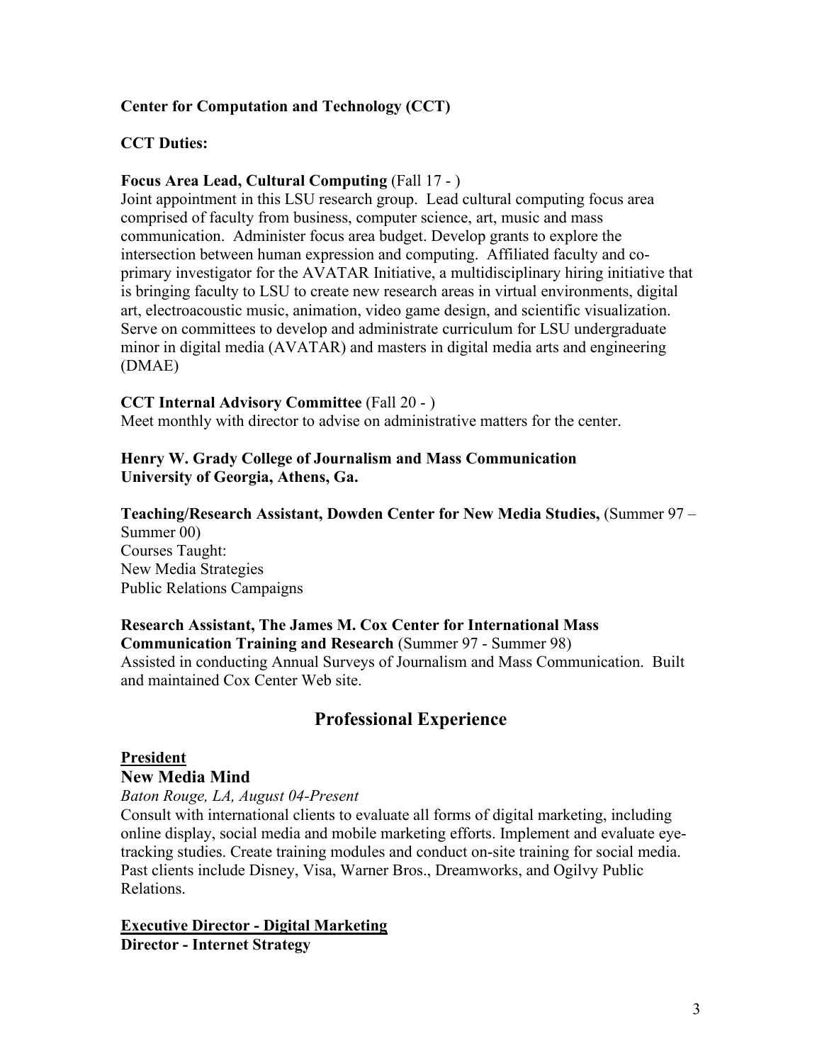**Center for Computation and Technology (CCT)**

**CCT Duties:**

**Focus Area Lead, Cultural Computing** (Fall 17 - )
Joint appointment in this LSU research group. Lead cultural computing focus area comprised of faculty from business, computer science, art, music and mass communication. Administer focus area budget. Develop grants to explore the intersection between human expression and computing. Affiliated faculty and co-primary investigator for the AVATAR Initiative, a multidisciplinary hiring initiative that is bringing faculty to LSU to create new research areas in virtual environments, digital art, electroacoustic music, animation, video game design, and scientific visualization. Serve on committees to develop and administrate curriculum for LSU undergraduate minor in digital media (AVATAR) and masters in digital media arts and engineering (DMAE)

**CCT Internal Advisory Committee** (Fall 20 - )
Meet monthly with director to advise on administrative matters for the center.

**Henry W. Grady College of Journalism and Mass Communication**
**University of Georgia, Athens, Ga.**

**Teaching/Research Assistant, Dowden Center for New Media Studies,** (Summer 97 – Summer 00)
Courses Taught:
New Media Strategies
Public Relations Campaigns

**Research Assistant, The James M. Cox Center for International Mass Communication Training and Research** (Summer 97 - Summer 98)
Assisted in conducting Annual Surveys of Journalism and Mass Communication. Built and maintained Cox Center Web site.

## Professional Experience

**President**
**New Media Mind**
*Baton Rouge, LA, August 04-Present*
Consult with international clients to evaluate all forms of digital marketing, including online display, social media and mobile marketing efforts. Implement and evaluate eye-tracking studies. Create training modules and conduct on-site training for social media. Past clients include Disney, Visa, Warner Bros., Dreamworks, and Ogilvy Public Relations.

**Executive Director - Digital Marketing**
**Director - Internet Strategy**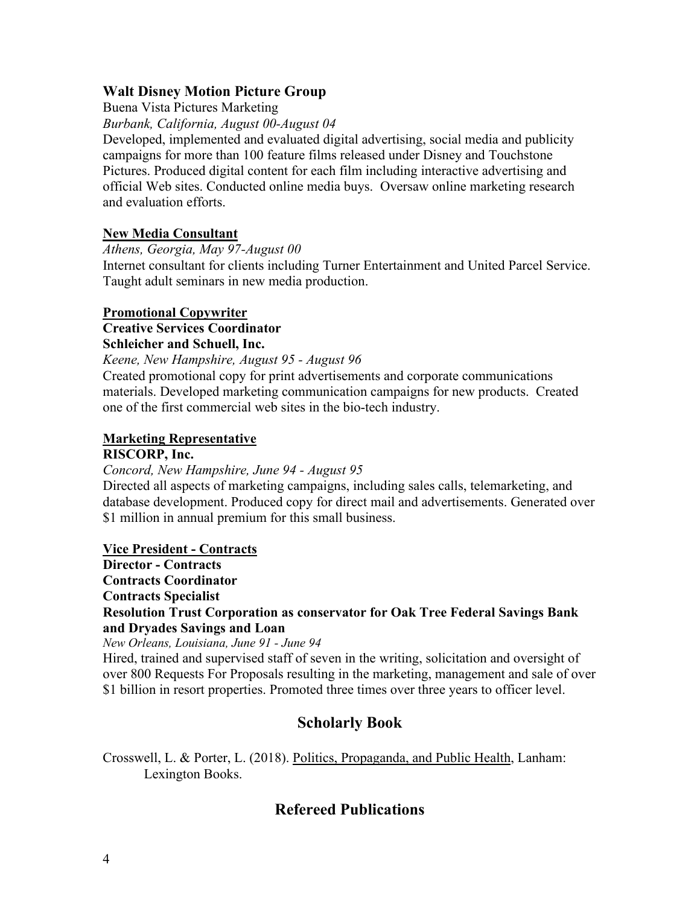**Walt Disney Motion Picture Group**
Buena Vista Pictures Marketing
*Burbank, California, August 00-August 04*
Developed, implemented and evaluated digital advertising, social media and publicity campaigns for more than 100 feature films released under Disney and Touchstone Pictures. Produced digital content for each film including interactive advertising and official Web sites. Conducted online media buys. Oversaw online marketing research and evaluation efforts.

**New Media Consultant**
*Athens, Georgia, May 97-August 00*
Internet consultant for clients including Turner Entertainment and United Parcel Service. Taught adult seminars in new media production.

**Promotional Copywriter**
**Creative Services Coordinator**
**Schleicher and Schuell, Inc.**
*Keene, New Hampshire, August 95 - August 96*
Created promotional copy for print advertisements and corporate communications materials. Developed marketing communication campaigns for new products. Created one of the first commercial web sites in the bio-tech industry.

**Marketing Representative**
**RISCORP, Inc.**
*Concord, New Hampshire, June 94 - August 95*
Directed all aspects of marketing campaigns, including sales calls, telemarketing, and database development. Produced copy for direct mail and advertisements. Generated over $1 million in annual premium for this small business.

**Vice President - Contracts**
**Director - Contracts**
**Contracts Coordinator**
**Contracts Specialist**
**Resolution Trust Corporation as conservator for Oak Tree Federal Savings Bank and Dryades Savings and Loan**
*New Orleans, Louisiana, June 91 - June 94*
Hired, trained and supervised staff of seven in the writing, solicitation and oversight of over 800 Requests For Proposals resulting in the marketing, management and sale of over $1 billion in resort properties. Promoted three times over three years to officer level.

## Scholarly Book

Crosswell, L. & Porter, L. (2018). Politics, Propaganda, and Public Health, Lanham: Lexington Books.

## Refereed Publications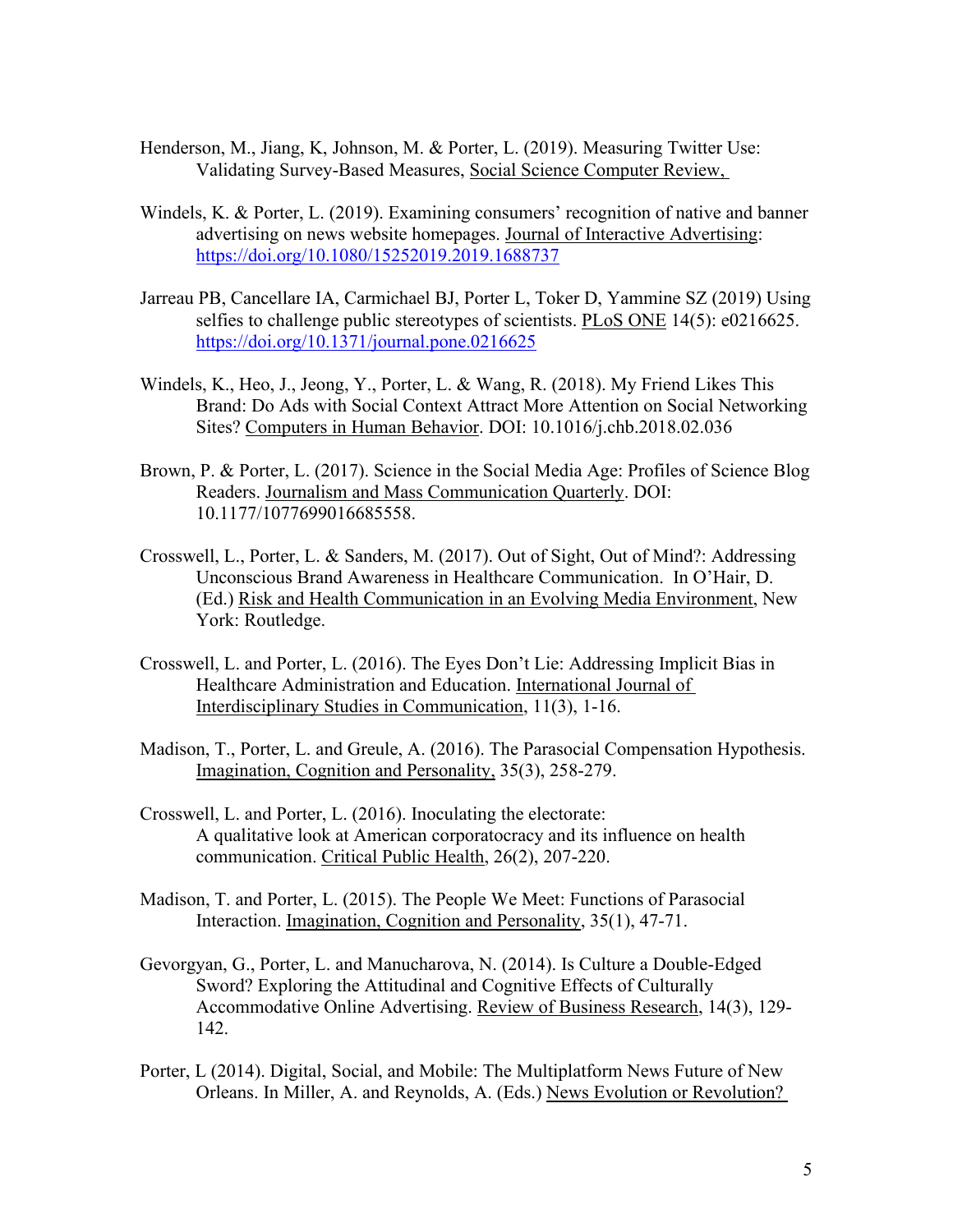Henderson, M., Jiang, K, Johnson, M. & Porter, L. (2019). Measuring Twitter Use: Validating Survey-Based Measures, Social Science Computer Review,

Windels, K. & Porter, L. (2019). Examining consumers' recognition of native and banner advertising on news website homepages. Journal of Interactive Advertising: https://doi.org/10.1080/15252019.2019.1688737

Jarreau PB, Cancellare IA, Carmichael BJ, Porter L, Toker D, Yammine SZ (2019) Using selfies to challenge public stereotypes of scientists. PLoS ONE 14(5): e0216625. https://doi.org/10.1371/journal.pone.0216625

Windels, K., Heo, J., Jeong, Y., Porter, L. & Wang, R. (2018). My Friend Likes This Brand: Do Ads with Social Context Attract More Attention on Social Networking Sites? Computers in Human Behavior. DOI: 10.1016/j.chb.2018.02.036

Brown, P. & Porter, L. (2017). Science in the Social Media Age: Profiles of Science Blog Readers. Journalism and Mass Communication Quarterly. DOI: 10.1177/1077699016685558.

Crosswell, L., Porter, L. & Sanders, M. (2017). Out of Sight, Out of Mind?: Addressing Unconscious Brand Awareness in Healthcare Communication. In O'Hair, D. (Ed.) Risk and Health Communication in an Evolving Media Environment, New York: Routledge.

Crosswell, L. and Porter, L. (2016). The Eyes Don't Lie: Addressing Implicit Bias in Healthcare Administration and Education. International Journal of Interdisciplinary Studies in Communication, 11(3), 1-16.

Madison, T., Porter, L. and Greule, A. (2016). The Parasocial Compensation Hypothesis. Imagination, Cognition and Personality, 35(3), 258-279.

Crosswell, L. and Porter, L. (2016). Inoculating the electorate: A qualitative look at American corporatocracy and its influence on health communication. Critical Public Health, 26(2), 207-220.

Madison, T. and Porter, L. (2015). The People We Meet: Functions of Parasocial Interaction. Imagination, Cognition and Personality, 35(1), 47-71.

Gevorgyan, G., Porter, L. and Manucharova, N. (2014). Is Culture a Double-Edged Sword? Exploring the Attitudinal and Cognitive Effects of Culturally Accommodative Online Advertising. Review of Business Research, 14(3), 129-142.

Porter, L (2014). Digital, Social, and Mobile: The Multiplatform News Future of New Orleans. In Miller, A. and Reynolds, A. (Eds.) News Evolution or Revolution?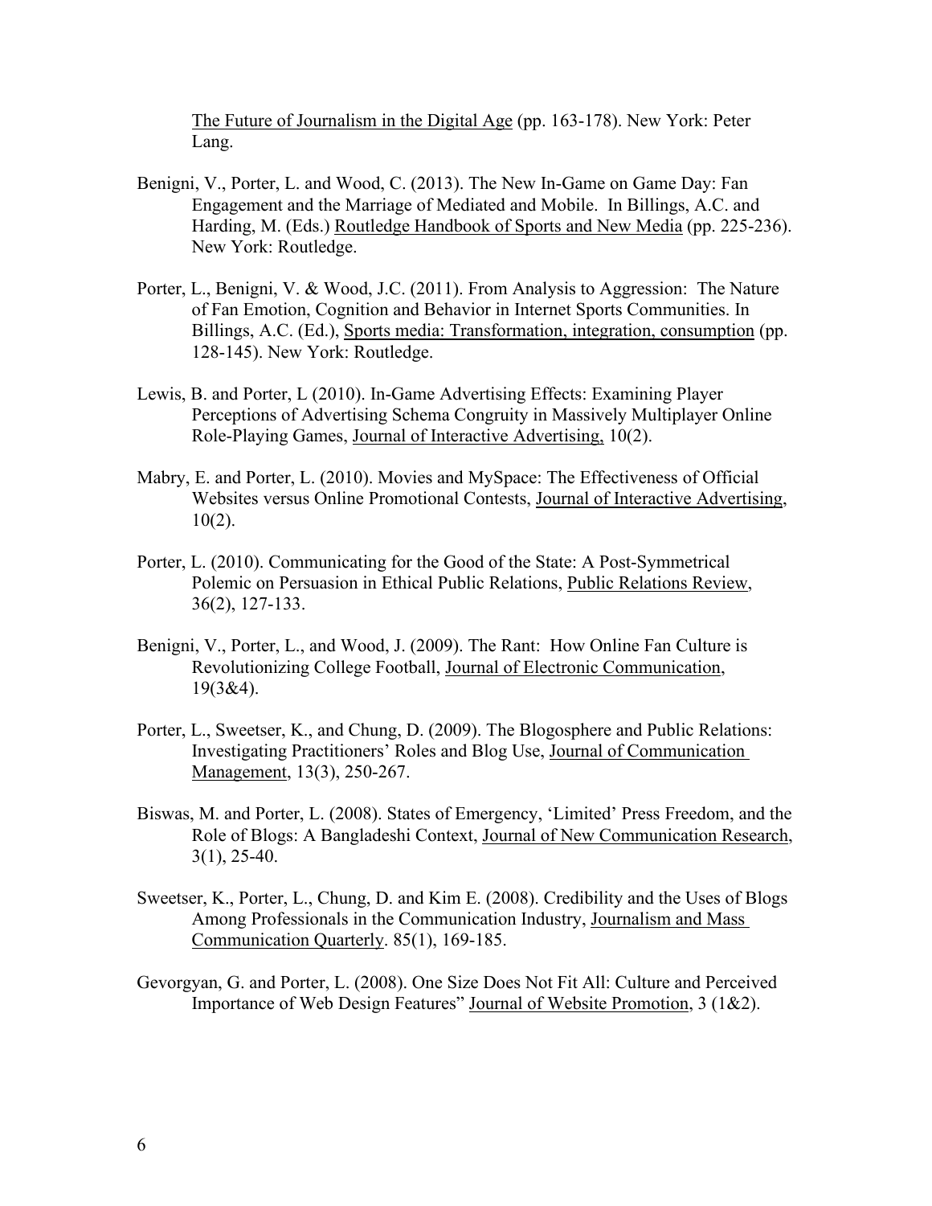The Future of Journalism in the Digital Age (pp. 163-178). New York: Peter Lang.

Benigni, V., Porter, L. and Wood, C. (2013). The New In-Game on Game Day: Fan Engagement and the Marriage of Mediated and Mobile. In Billings, A.C. and Harding, M. (Eds.) Routledge Handbook of Sports and New Media (pp. 225-236). New York: Routledge.

Porter, L., Benigni, V. & Wood, J.C. (2011). From Analysis to Aggression: The Nature of Fan Emotion, Cognition and Behavior in Internet Sports Communities. In Billings, A.C. (Ed.), Sports media: Transformation, integration, consumption (pp. 128-145). New York: Routledge.

Lewis, B. and Porter, L (2010). In-Game Advertising Effects: Examining Player Perceptions of Advertising Schema Congruity in Massively Multiplayer Online Role-Playing Games, Journal of Interactive Advertising, 10(2).

Mabry, E. and Porter, L. (2010). Movies and MySpace: The Effectiveness of Official Websites versus Online Promotional Contests, Journal of Interactive Advertising, 10(2).

Porter, L. (2010). Communicating for the Good of the State: A Post-Symmetrical Polemic on Persuasion in Ethical Public Relations, Public Relations Review, 36(2), 127-133.

Benigni, V., Porter, L., and Wood, J. (2009). The Rant: How Online Fan Culture is Revolutionizing College Football, Journal of Electronic Communication, 19(3&4).

Porter, L., Sweetser, K., and Chung, D. (2009). The Blogosphere and Public Relations: Investigating Practitioners' Roles and Blog Use, Journal of Communication Management, 13(3), 250-267.

Biswas, M. and Porter, L. (2008). States of Emergency, 'Limited' Press Freedom, and the Role of Blogs: A Bangladeshi Context, Journal of New Communication Research, 3(1), 25-40.

Sweetser, K., Porter, L., Chung, D. and Kim E. (2008). Credibility and the Uses of Blogs Among Professionals in the Communication Industry, Journalism and Mass Communication Quarterly. 85(1), 169-185.

Gevorgyan, G. and Porter, L. (2008). One Size Does Not Fit All: Culture and Perceived Importance of Web Design Features" Journal of Website Promotion, 3 (1&2).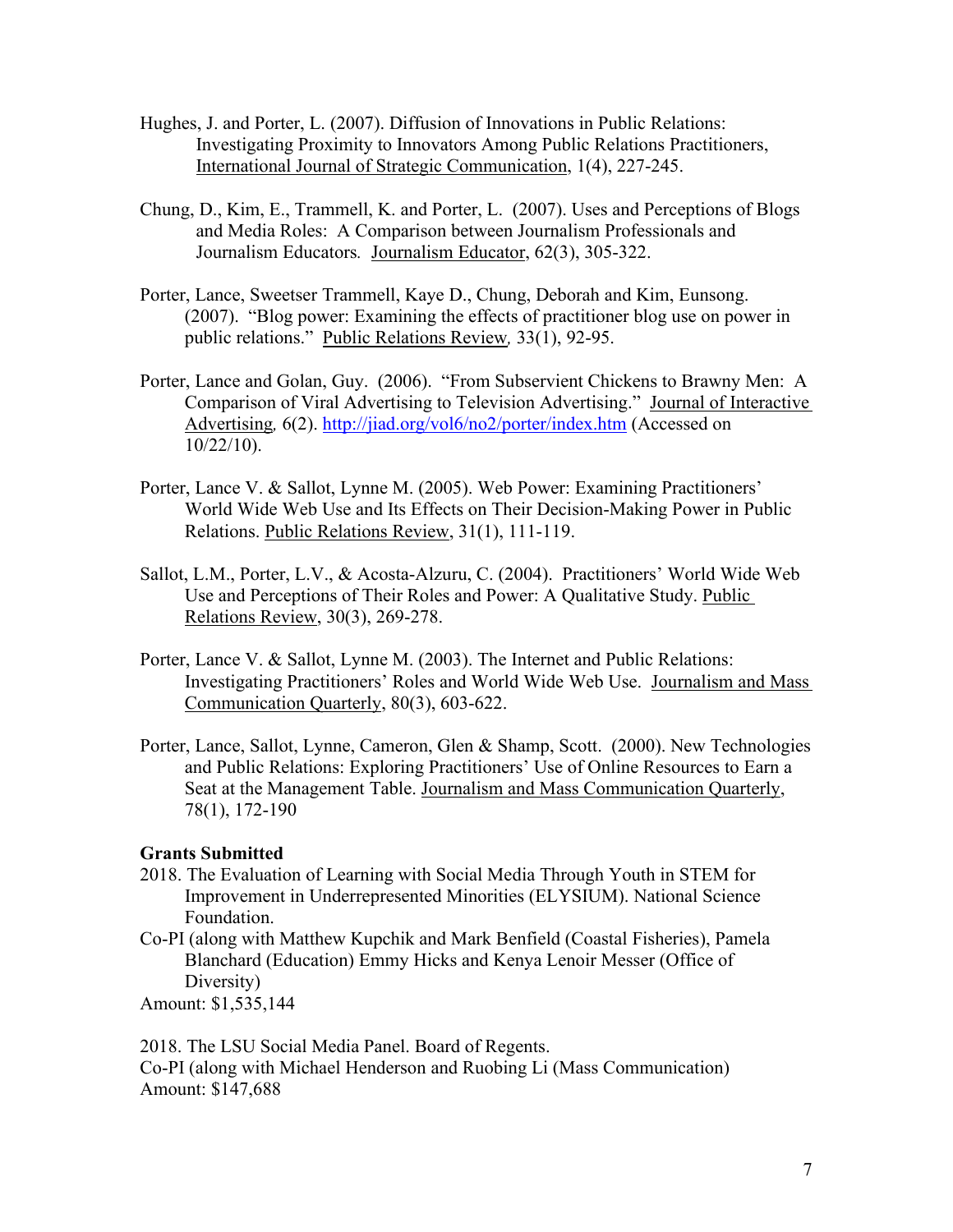Hughes, J. and Porter, L. (2007). Diffusion of Innovations in Public Relations: Investigating Proximity to Innovators Among Public Relations Practitioners, International Journal of Strategic Communication, 1(4), 227-245.

Chung, D., Kim, E., Trammell, K. and Porter, L. (2007). Uses and Perceptions of Blogs and Media Roles: A Comparison between Journalism Professionals and Journalism Educators*.* Journalism Educator, 62(3), 305-322.

Porter, Lance, Sweetser Trammell, Kaye D., Chung, Deborah and Kim, Eunsong. (2007). "Blog power: Examining the effects of practitioner blog use on power in public relations." Public Relations Review*,* 33(1), 92-95.

Porter, Lance and Golan, Guy. (2006). "From Subservient Chickens to Brawny Men: A Comparison of Viral Advertising to Television Advertising." Journal of Interactive Advertising*,* 6(2). http://jiad.org/vol6/no2/porter/index.htm (Accessed on 10/22/10).

Porter, Lance V. & Sallot, Lynne M. (2005). Web Power: Examining Practitioners' World Wide Web Use and Its Effects on Their Decision-Making Power in Public Relations. Public Relations Review, 31(1), 111-119.

Sallot, L.M., Porter, L.V., & Acosta-Alzuru, C. (2004). Practitioners' World Wide Web Use and Perceptions of Their Roles and Power: A Qualitative Study. Public Relations Review, 30(3), 269-278.

Porter, Lance V. & Sallot, Lynne M. (2003). The Internet and Public Relations: Investigating Practitioners' Roles and World Wide Web Use. Journalism and Mass Communication Quarterly, 80(3), 603-622.

Porter, Lance, Sallot, Lynne, Cameron, Glen & Shamp, Scott. (2000). New Technologies and Public Relations: Exploring Practitioners' Use of Online Resources to Earn a Seat at the Management Table. Journalism and Mass Communication Quarterly, 78(1), 172-190

**Grants Submitted**

2018. The Evaluation of Learning with Social Media Through Youth in STEM for Improvement in Underrepresented Minorities (ELYSIUM). National Science Foundation.
Co-PI (along with Matthew Kupchik and Mark Benfield (Coastal Fisheries), Pamela Blanchard (Education) Emmy Hicks and Kenya Lenoir Messer (Office of Diversity)
Amount: $1,535,144

2018. The LSU Social Media Panel. Board of Regents.
Co-PI (along with Michael Henderson and Ruobing Li (Mass Communication)
Amount: $147,688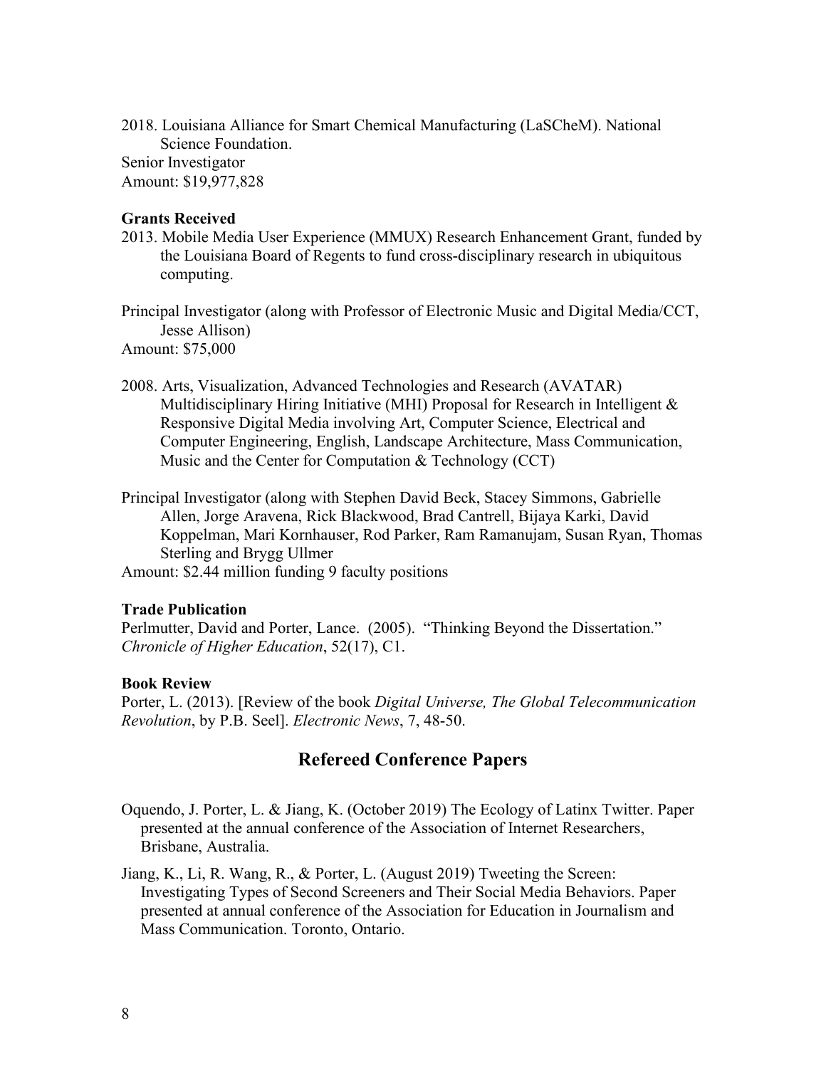2018. Louisiana Alliance for Smart Chemical Manufacturing (LaSCheM). National Science Foundation.
Senior Investigator
Amount: $19,977,828

**Grants Received**

2013. Mobile Media User Experience (MMUX) Research Enhancement Grant, funded by the Louisiana Board of Regents to fund cross-disciplinary research in ubiquitous computing.

Principal Investigator (along with Professor of Electronic Music and Digital Media/CCT, Jesse Allison)
Amount: $75,000

2008. Arts, Visualization, Advanced Technologies and Research (AVATAR) Multidisciplinary Hiring Initiative (MHI) Proposal for Research in Intelligent & Responsive Digital Media involving Art, Computer Science, Electrical and Computer Engineering, English, Landscape Architecture, Mass Communication, Music and the Center for Computation & Technology (CCT)

Principal Investigator (along with Stephen David Beck, Stacey Simmons, Gabrielle Allen, Jorge Aravena, Rick Blackwood, Brad Cantrell, Bijaya Karki, David Koppelman, Mari Kornhauser, Rod Parker, Ram Ramanujam, Susan Ryan, Thomas Sterling and Brygg Ullmer
Amount: $2.44 million funding 9 faculty positions

**Trade Publication**

Perlmutter, David and Porter, Lance. (2005). "Thinking Beyond the Dissertation." *Chronicle of Higher Education*, 52(17), C1.

**Book Review**

Porter, L. (2013). [Review of the book *Digital Universe, The Global Telecommunication Revolution*, by P.B. Seel]. *Electronic News*, 7, 48-50.

## Refereed Conference Papers

Oquendo, J. Porter, L. & Jiang, K. (October 2019) The Ecology of Latinx Twitter. Paper presented at the annual conference of the Association of Internet Researchers, Brisbane, Australia.

Jiang, K., Li, R. Wang, R., & Porter, L. (August 2019) Tweeting the Screen: Investigating Types of Second Screeners and Their Social Media Behaviors. Paper presented at annual conference of the Association for Education in Journalism and Mass Communication. Toronto, Ontario.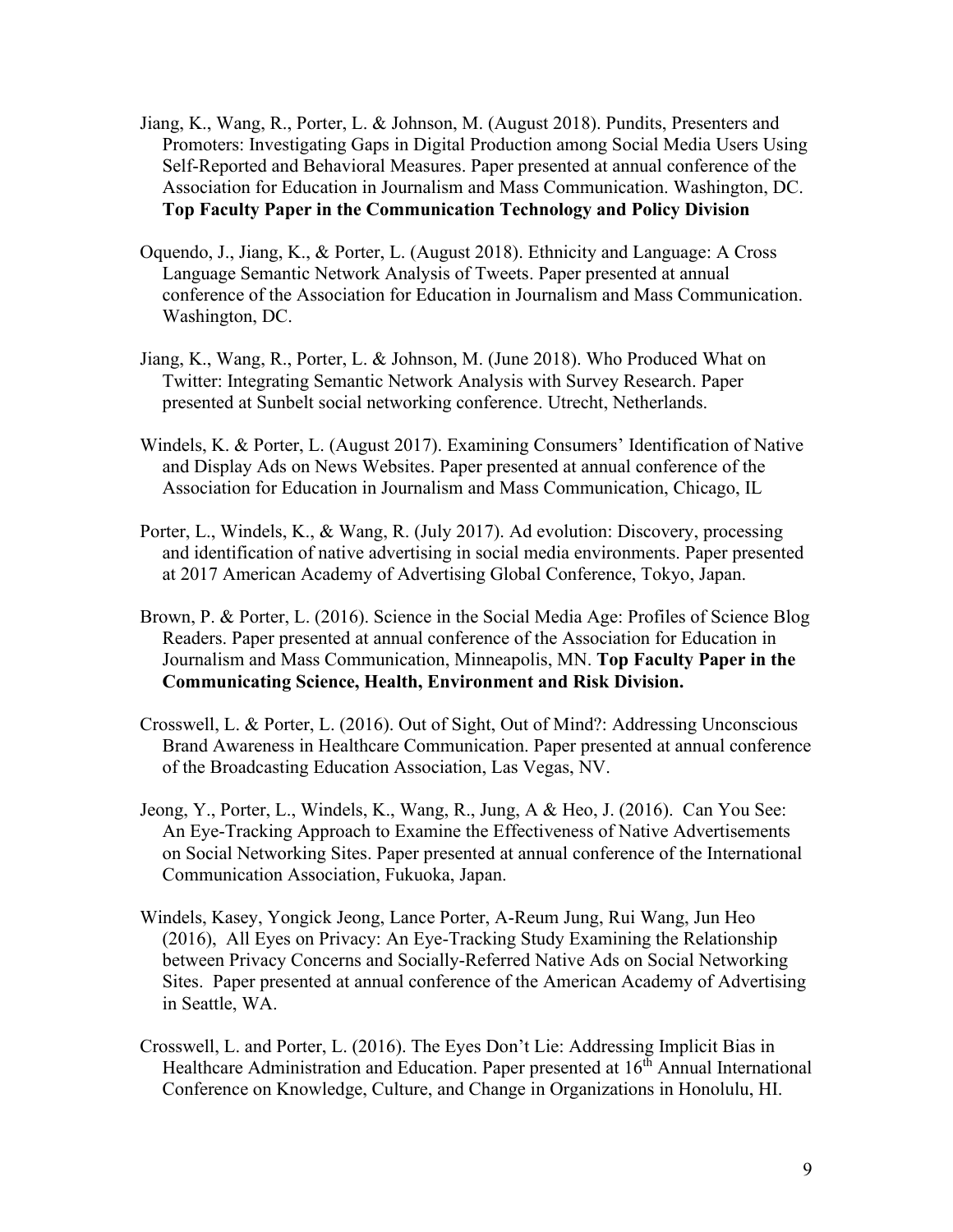Jiang, K., Wang, R., Porter, L. & Johnson, M. (August 2018). Pundits, Presenters and Promoters: Investigating Gaps in Digital Production among Social Media Users Using Self-Reported and Behavioral Measures. Paper presented at annual conference of the Association for Education in Journalism and Mass Communication. Washington, DC. **Top Faculty Paper in the Communication Technology and Policy Division**

Oquendo, J., Jiang, K., & Porter, L. (August 2018). Ethnicity and Language: A Cross Language Semantic Network Analysis of Tweets. Paper presented at annual conference of the Association for Education in Journalism and Mass Communication. Washington, DC.

Jiang, K., Wang, R., Porter, L. & Johnson, M. (June 2018). Who Produced What on Twitter: Integrating Semantic Network Analysis with Survey Research. Paper presented at Sunbelt social networking conference. Utrecht, Netherlands.

Windels, K. & Porter, L. (August 2017). Examining Consumers' Identification of Native and Display Ads on News Websites. Paper presented at annual conference of the Association for Education in Journalism and Mass Communication, Chicago, IL

Porter, L., Windels, K., & Wang, R. (July 2017). Ad evolution: Discovery, processing and identification of native advertising in social media environments. Paper presented at 2017 American Academy of Advertising Global Conference, Tokyo, Japan.

Brown, P. & Porter, L. (2016). Science in the Social Media Age: Profiles of Science Blog Readers. Paper presented at annual conference of the Association for Education in Journalism and Mass Communication, Minneapolis, MN. **Top Faculty Paper in the Communicating Science, Health, Environment and Risk Division.**

Crosswell, L. & Porter, L. (2016). Out of Sight, Out of Mind?: Addressing Unconscious Brand Awareness in Healthcare Communication. Paper presented at annual conference of the Broadcasting Education Association, Las Vegas, NV.

Jeong, Y., Porter, L., Windels, K., Wang, R., Jung, A & Heo, J. (2016). Can You See: An Eye-Tracking Approach to Examine the Effectiveness of Native Advertisements on Social Networking Sites. Paper presented at annual conference of the International Communication Association, Fukuoka, Japan.

Windels, Kasey, Yongick Jeong, Lance Porter, A-Reum Jung, Rui Wang, Jun Heo (2016), All Eyes on Privacy: An Eye-Tracking Study Examining the Relationship between Privacy Concerns and Socially-Referred Native Ads on Social Networking Sites. Paper presented at annual conference of the American Academy of Advertising in Seattle, WA.

Crosswell, L. and Porter, L. (2016). The Eyes Don't Lie: Addressing Implicit Bias in Healthcare Administration and Education. Paper presented at 16th Annual International Conference on Knowledge, Culture, and Change in Organizations in Honolulu, HI.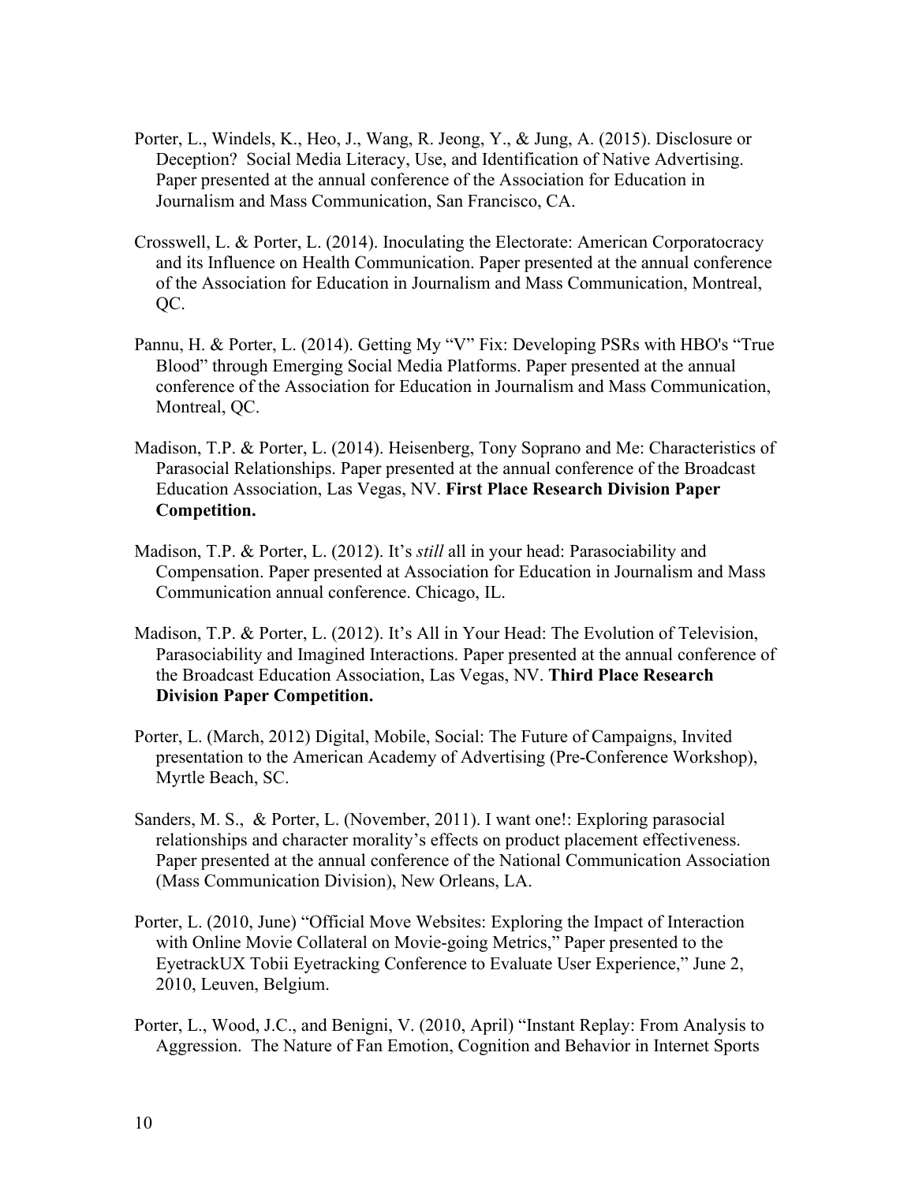Porter, L., Windels, K., Heo, J., Wang, R. Jeong, Y., & Jung, A. (2015). Disclosure or Deception? Social Media Literacy, Use, and Identification of Native Advertising. Paper presented at the annual conference of the Association for Education in Journalism and Mass Communication, San Francisco, CA.

Crosswell, L. & Porter, L. (2014). Inoculating the Electorate: American Corporatocracy and its Influence on Health Communication. Paper presented at the annual conference of the Association for Education in Journalism and Mass Communication, Montreal, QC.

Pannu, H. & Porter, L. (2014). Getting My "V" Fix: Developing PSRs with HBO's "True Blood" through Emerging Social Media Platforms. Paper presented at the annual conference of the Association for Education in Journalism and Mass Communication, Montreal, QC.

Madison, T.P. & Porter, L. (2014). Heisenberg, Tony Soprano and Me: Characteristics of Parasocial Relationships. Paper presented at the annual conference of the Broadcast Education Association, Las Vegas, NV. **First Place Research Division Paper Competition.**

Madison, T.P. & Porter, L. (2012). It's *still* all in your head: Parasociability and Compensation. Paper presented at Association for Education in Journalism and Mass Communication annual conference. Chicago, IL.

Madison, T.P. & Porter, L. (2012). It's All in Your Head: The Evolution of Television, Parasociability and Imagined Interactions. Paper presented at the annual conference of the Broadcast Education Association, Las Vegas, NV. **Third Place Research Division Paper Competition.**

Porter, L. (March, 2012) Digital, Mobile, Social: The Future of Campaigns, Invited presentation to the American Academy of Advertising (Pre-Conference Workshop), Myrtle Beach, SC.

Sanders, M. S., & Porter, L. (November, 2011). I want one!: Exploring parasocial relationships and character morality's effects on product placement effectiveness. Paper presented at the annual conference of the National Communication Association (Mass Communication Division), New Orleans, LA.

Porter, L. (2010, June) "Official Move Websites: Exploring the Impact of Interaction with Online Movie Collateral on Movie-going Metrics," Paper presented to the EyetrackUX Tobii Eyetracking Conference to Evaluate User Experience," June 2, 2010, Leuven, Belgium.

Porter, L., Wood, J.C., and Benigni, V. (2010, April) "Instant Replay: From Analysis to Aggression. The Nature of Fan Emotion, Cognition and Behavior in Internet Sports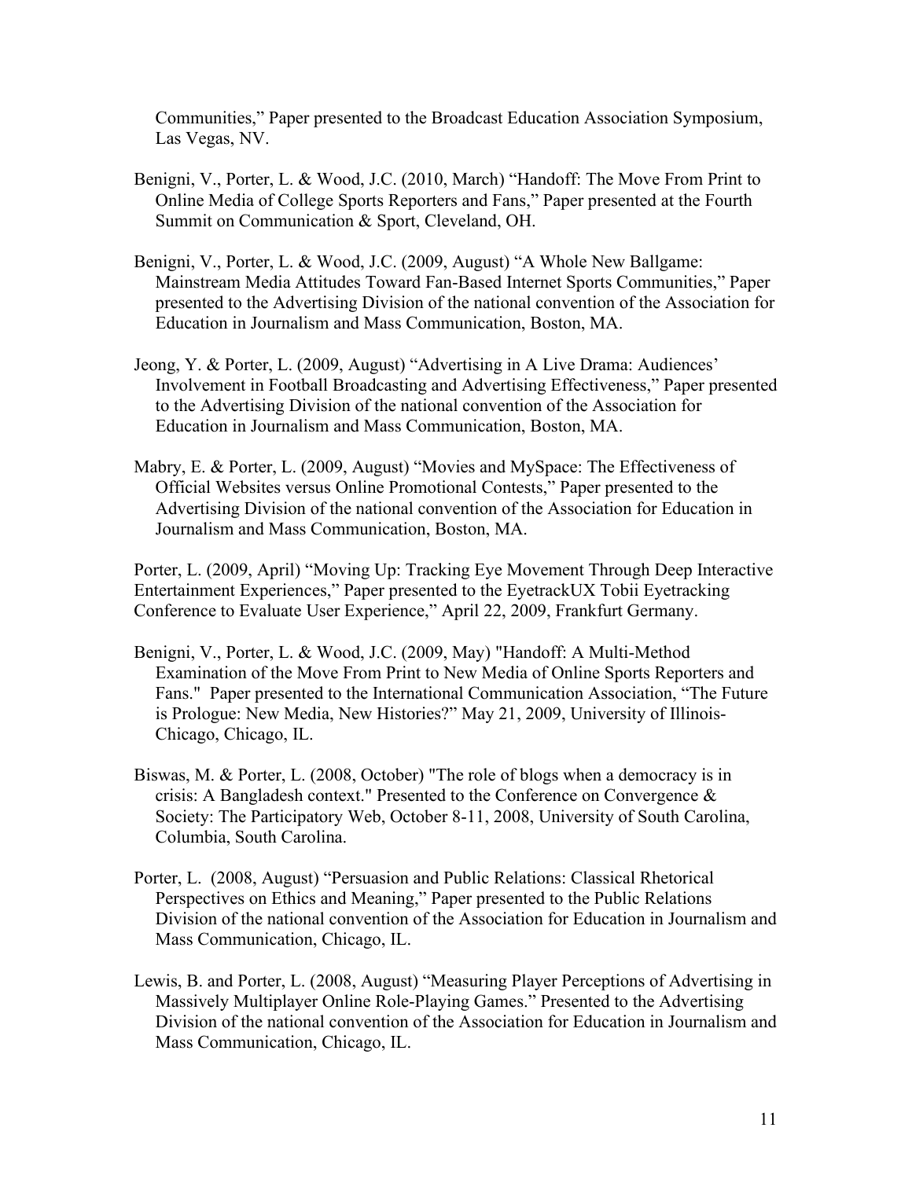Communities," Paper presented to the Broadcast Education Association Symposium, Las Vegas, NV.

Benigni, V., Porter, L. & Wood, J.C. (2010, March) "Handoff: The Move From Print to Online Media of College Sports Reporters and Fans," Paper presented at the Fourth Summit on Communication & Sport, Cleveland, OH.

Benigni, V., Porter, L. & Wood, J.C. (2009, August) "A Whole New Ballgame: Mainstream Media Attitudes Toward Fan-Based Internet Sports Communities," Paper presented to the Advertising Division of the national convention of the Association for Education in Journalism and Mass Communication, Boston, MA.

Jeong, Y. & Porter, L. (2009, August) "Advertising in A Live Drama: Audiences' Involvement in Football Broadcasting and Advertising Effectiveness," Paper presented to the Advertising Division of the national convention of the Association for Education in Journalism and Mass Communication, Boston, MA.

Mabry, E. & Porter, L. (2009, August) "Movies and MySpace: The Effectiveness of Official Websites versus Online Promotional Contests," Paper presented to the Advertising Division of the national convention of the Association for Education in Journalism and Mass Communication, Boston, MA.

Porter, L. (2009, April) "Moving Up: Tracking Eye Movement Through Deep Interactive Entertainment Experiences," Paper presented to the EyetrackUX Tobii Eyetracking Conference to Evaluate User Experience," April 22, 2009, Frankfurt Germany.

Benigni, V., Porter, L. & Wood, J.C. (2009, May) "Handoff: A Multi-Method Examination of the Move From Print to New Media of Online Sports Reporters and Fans." Paper presented to the International Communication Association, "The Future is Prologue: New Media, New Histories?" May 21, 2009, University of Illinois-Chicago, Chicago, IL.

Biswas, M. & Porter, L. (2008, October) "The role of blogs when a democracy is in crisis: A Bangladesh context." Presented to the Conference on Convergence & Society: The Participatory Web, October 8-11, 2008, University of South Carolina, Columbia, South Carolina.

Porter, L. (2008, August) "Persuasion and Public Relations: Classical Rhetorical Perspectives on Ethics and Meaning," Paper presented to the Public Relations Division of the national convention of the Association for Education in Journalism and Mass Communication, Chicago, IL.

Lewis, B. and Porter, L. (2008, August) "Measuring Player Perceptions of Advertising in Massively Multiplayer Online Role-Playing Games." Presented to the Advertising Division of the national convention of the Association for Education in Journalism and Mass Communication, Chicago, IL.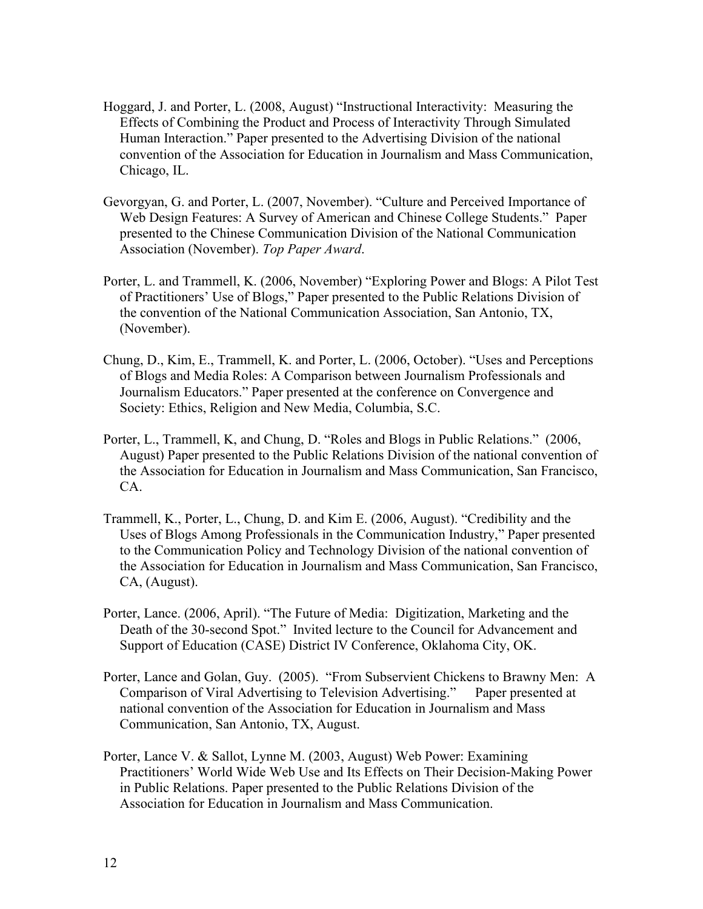Hoggard, J. and Porter, L. (2008, August) "Instructional Interactivity: Measuring the Effects of Combining the Product and Process of Interactivity Through Simulated Human Interaction." Paper presented to the Advertising Division of the national convention of the Association for Education in Journalism and Mass Communication, Chicago, IL.

Gevorgyan, G. and Porter, L. (2007, November). "Culture and Perceived Importance of Web Design Features: A Survey of American and Chinese College Students." Paper presented to the Chinese Communication Division of the National Communication Association (November). *Top Paper Award*.

Porter, L. and Trammell, K. (2006, November) "Exploring Power and Blogs: A Pilot Test of Practitioners' Use of Blogs," Paper presented to the Public Relations Division of the convention of the National Communication Association, San Antonio, TX, (November).

Chung, D., Kim, E., Trammell, K. and Porter, L. (2006, October). "Uses and Perceptions of Blogs and Media Roles: A Comparison between Journalism Professionals and Journalism Educators." Paper presented at the conference on Convergence and Society: Ethics, Religion and New Media, Columbia, S.C.

Porter, L., Trammell, K, and Chung, D. "Roles and Blogs in Public Relations." (2006, August) Paper presented to the Public Relations Division of the national convention of the Association for Education in Journalism and Mass Communication, San Francisco, CA.

Trammell, K., Porter, L., Chung, D. and Kim E. (2006, August). "Credibility and the Uses of Blogs Among Professionals in the Communication Industry," Paper presented to the Communication Policy and Technology Division of the national convention of the Association for Education in Journalism and Mass Communication, San Francisco, CA, (August).

Porter, Lance. (2006, April). "The Future of Media: Digitization, Marketing and the Death of the 30-second Spot." Invited lecture to the Council for Advancement and Support of Education (CASE) District IV Conference, Oklahoma City, OK.

Porter, Lance and Golan, Guy. (2005). "From Subservient Chickens to Brawny Men: A Comparison of Viral Advertising to Television Advertising." Paper presented at national convention of the Association for Education in Journalism and Mass Communication, San Antonio, TX, August.

Porter, Lance V. & Sallot, Lynne M. (2003, August) Web Power: Examining Practitioners' World Wide Web Use and Its Effects on Their Decision-Making Power in Public Relations. Paper presented to the Public Relations Division of the Association for Education in Journalism and Mass Communication.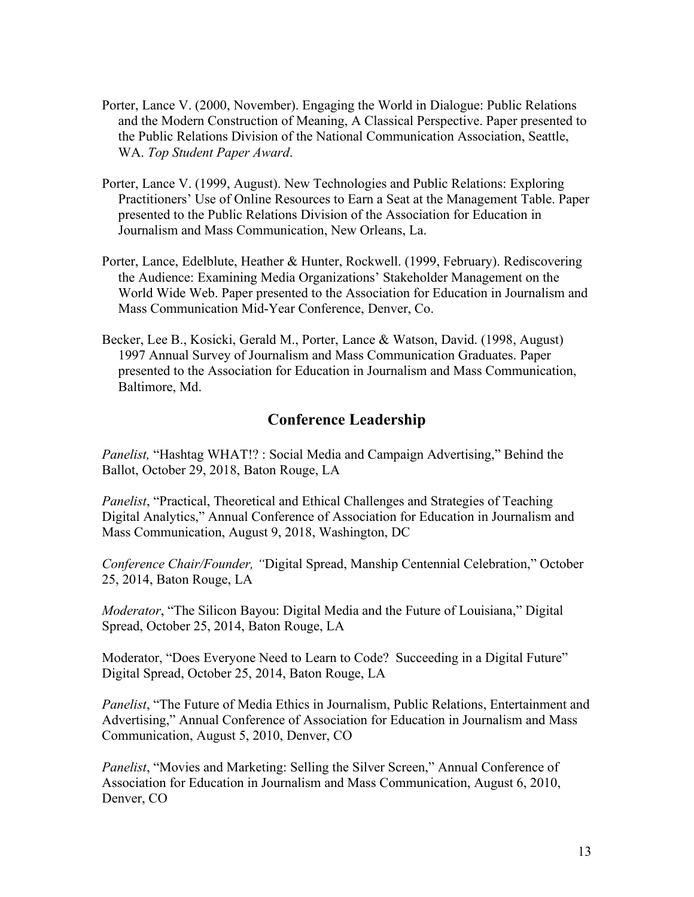Porter, Lance V. (2000, November). Engaging the World in Dialogue: Public Relations and the Modern Construction of Meaning, A Classical Perspective. Paper presented to the Public Relations Division of the National Communication Association, Seattle, WA. *Top Student Paper Award*.

Porter, Lance V. (1999, August). New Technologies and Public Relations: Exploring Practitioners' Use of Online Resources to Earn a Seat at the Management Table. Paper presented to the Public Relations Division of the Association for Education in Journalism and Mass Communication, New Orleans, La.

Porter, Lance, Edelblute, Heather & Hunter, Rockwell. (1999, February). Rediscovering the Audience: Examining Media Organizations' Stakeholder Management on the World Wide Web. Paper presented to the Association for Education in Journalism and Mass Communication Mid-Year Conference, Denver, Co.

Becker, Lee B., Kosicki, Gerald M., Porter, Lance & Watson, David. (1998, August) 1997 Annual Survey of Journalism and Mass Communication Graduates. Paper presented to the Association for Education in Journalism and Mass Communication, Baltimore, Md.

## Conference Leadership

*Panelist,* "Hashtag WHAT!? : Social Media and Campaign Advertising," Behind the Ballot, October 29, 2018, Baton Rouge, LA

*Panelist*, "Practical, Theoretical and Ethical Challenges and Strategies of Teaching Digital Analytics," Annual Conference of Association for Education in Journalism and Mass Communication, August 9, 2018, Washington, DC

*Conference Chair/Founder, "*Digital Spread, Manship Centennial Celebration," October 25, 2014, Baton Rouge, LA

*Moderator*, "The Silicon Bayou: Digital Media and the Future of Louisiana," Digital Spread, October 25, 2014, Baton Rouge, LA

Moderator, "Does Everyone Need to Learn to Code? Succeeding in a Digital Future" Digital Spread, October 25, 2014, Baton Rouge, LA

*Panelist*, "The Future of Media Ethics in Journalism, Public Relations, Entertainment and Advertising," Annual Conference of Association for Education in Journalism and Mass Communication, August 5, 2010, Denver, CO

*Panelist*, "Movies and Marketing: Selling the Silver Screen," Annual Conference of Association for Education in Journalism and Mass Communication, August 6, 2010, Denver, CO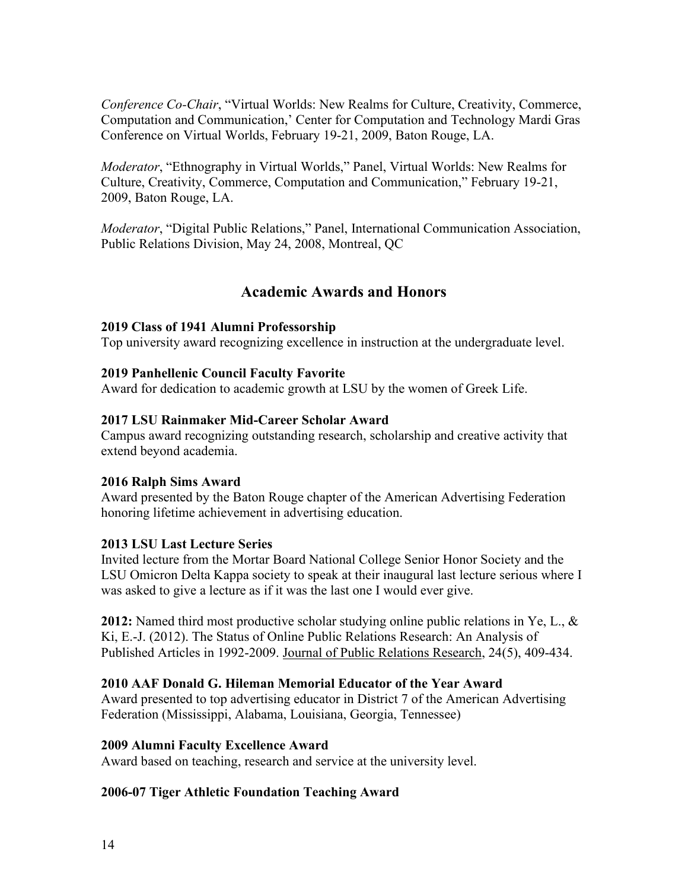*Conference Co-Chair*, "Virtual Worlds: New Realms for Culture, Creativity, Commerce, Computation and Communication,' Center for Computation and Technology Mardi Gras Conference on Virtual Worlds, February 19-21, 2009, Baton Rouge, LA.

*Moderator*, "Ethnography in Virtual Worlds," Panel, Virtual Worlds: New Realms for Culture, Creativity, Commerce, Computation and Communication," February 19-21, 2009, Baton Rouge, LA.

*Moderator*, "Digital Public Relations," Panel, International Communication Association, Public Relations Division, May 24, 2008, Montreal, QC

## Academic Awards and Honors

**2019 Class of 1941 Alumni Professorship**
Top university award recognizing excellence in instruction at the undergraduate level.

**2019 Panhellenic Council Faculty Favorite**
Award for dedication to academic growth at LSU by the women of Greek Life.

**2017 LSU Rainmaker Mid-Career Scholar Award**
Campus award recognizing outstanding research, scholarship and creative activity that extend beyond academia.

**2016 Ralph Sims Award**
Award presented by the Baton Rouge chapter of the American Advertising Federation honoring lifetime achievement in advertising education.

**2013 LSU Last Lecture Series**
Invited lecture from the Mortar Board National College Senior Honor Society and the LSU Omicron Delta Kappa society to speak at their inaugural last lecture serious where I was asked to give a lecture as if it was the last one I would ever give.

**2012:** Named third most productive scholar studying online public relations in Ye, L., & Ki, E.-J. (2012). The Status of Online Public Relations Research: An Analysis of Published Articles in 1992-2009. Journal of Public Relations Research, 24(5), 409-434.

**2010 AAF Donald G. Hileman Memorial Educator of the Year Award**
Award presented to top advertising educator in District 7 of the American Advertising Federation (Mississippi, Alabama, Louisiana, Georgia, Tennessee)

**2009 Alumni Faculty Excellence Award**
Award based on teaching, research and service at the university level.

**2006-07 Tiger Athletic Foundation Teaching Award**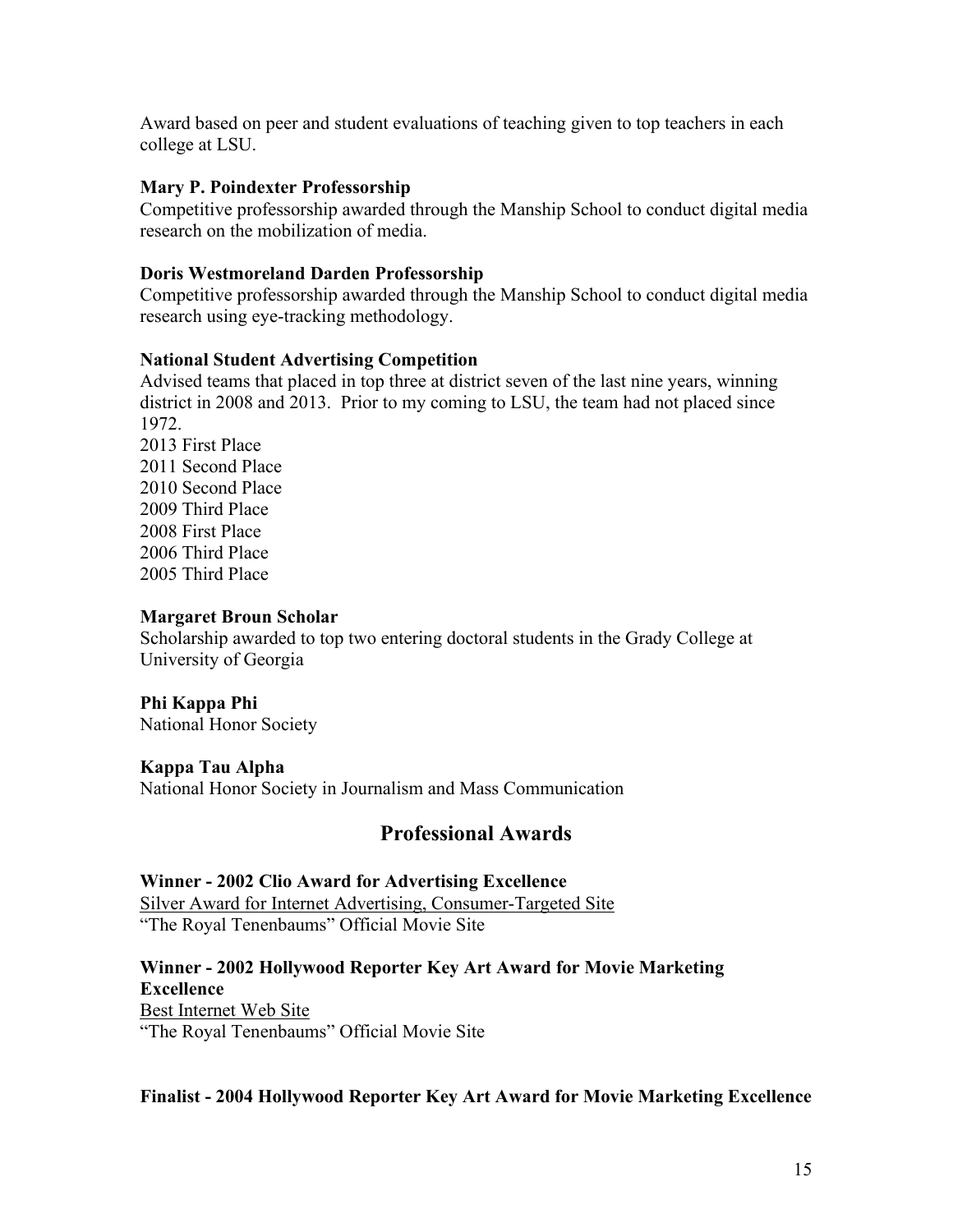Award based on peer and student evaluations of teaching given to top teachers in each college at LSU.

**Mary P. Poindexter Professorship**
Competitive professorship awarded through the Manship School to conduct digital media research on the mobilization of media.

**Doris Westmoreland Darden Professorship**
Competitive professorship awarded through the Manship School to conduct digital media research using eye-tracking methodology.

**National Student Advertising Competition**
Advised teams that placed in top three at district seven of the last nine years, winning district in 2008 and 2013. Prior to my coming to LSU, the team had not placed since 1972.
2013 First Place
2011 Second Place
2010 Second Place
2009 Third Place
2008 First Place
2006 Third Place
2005 Third Place

**Margaret Broun Scholar**
Scholarship awarded to top two entering doctoral students in the Grady College at University of Georgia

**Phi Kappa Phi**
National Honor Society

**Kappa Tau Alpha**
National Honor Society in Journalism and Mass Communication

## Professional Awards

**Winner - 2002 Clio Award for Advertising Excellence**
Silver Award for Internet Advertising, Consumer-Targeted Site
"The Royal Tenenbaums" Official Movie Site

**Winner - 2002 Hollywood Reporter Key Art Award for Movie Marketing Excellence**
Best Internet Web Site
"The Royal Tenenbaums" Official Movie Site

**Finalist - 2004 Hollywood Reporter Key Art Award for Movie Marketing Excellence**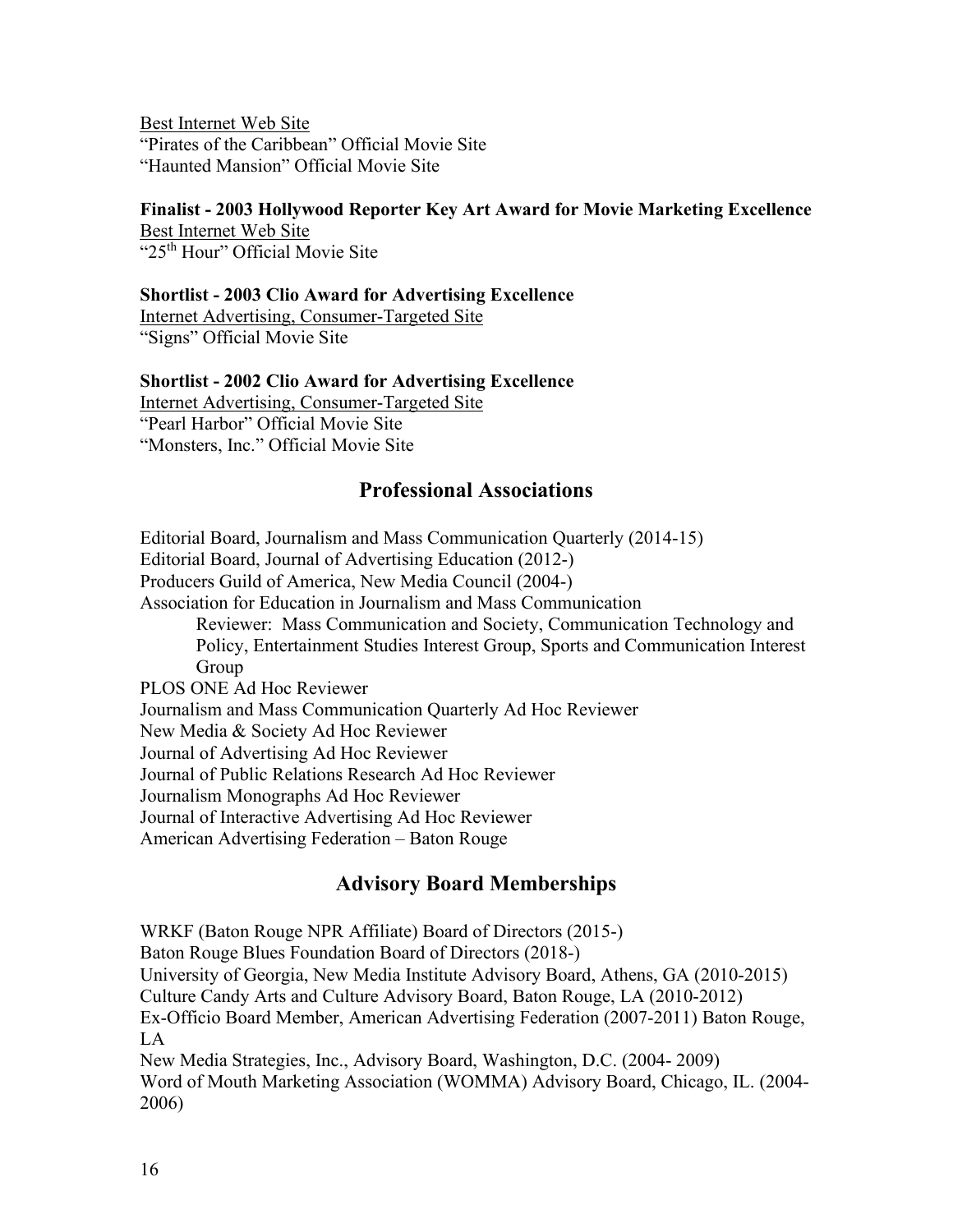Best Internet Web Site
"Pirates of the Caribbean" Official Movie Site
"Haunted Mansion" Official Movie Site

**Finalist - 2003 Hollywood Reporter Key Art Award for Movie Marketing Excellence**
Best Internet Web Site
"25th Hour" Official Movie Site

**Shortlist - 2003 Clio Award for Advertising Excellence**
Internet Advertising, Consumer-Targeted Site
"Signs" Official Movie Site

**Shortlist - 2002 Clio Award for Advertising Excellence**
Internet Advertising, Consumer-Targeted Site
"Pearl Harbor" Official Movie Site
"Monsters, Inc." Official Movie Site

## Professional Associations

Editorial Board, Journalism and Mass Communication Quarterly (2014-15)
Editorial Board, Journal of Advertising Education (2012-)
Producers Guild of America, New Media Council (2004-)
Association for Education in Journalism and Mass Communication
    Reviewer: Mass Communication and Society, Communication Technology and Policy, Entertainment Studies Interest Group, Sports and Communication Interest Group
PLOS ONE Ad Hoc Reviewer
Journalism and Mass Communication Quarterly Ad Hoc Reviewer
New Media & Society Ad Hoc Reviewer
Journal of Advertising Ad Hoc Reviewer
Journal of Public Relations Research Ad Hoc Reviewer
Journalism Monographs Ad Hoc Reviewer
Journal of Interactive Advertising Ad Hoc Reviewer
American Advertising Federation – Baton Rouge

## Advisory Board Memberships

WRKF (Baton Rouge NPR Affiliate) Board of Directors (2015-)
Baton Rouge Blues Foundation Board of Directors (2018-)
University of Georgia, New Media Institute Advisory Board, Athens, GA (2010-2015)
Culture Candy Arts and Culture Advisory Board, Baton Rouge, LA (2010-2012)
Ex-Officio Board Member, American Advertising Federation (2007-2011) Baton Rouge, LA
New Media Strategies, Inc., Advisory Board, Washington, D.C. (2004- 2009)
Word of Mouth Marketing Association (WOMMA) Advisory Board, Chicago, IL. (2004-2006)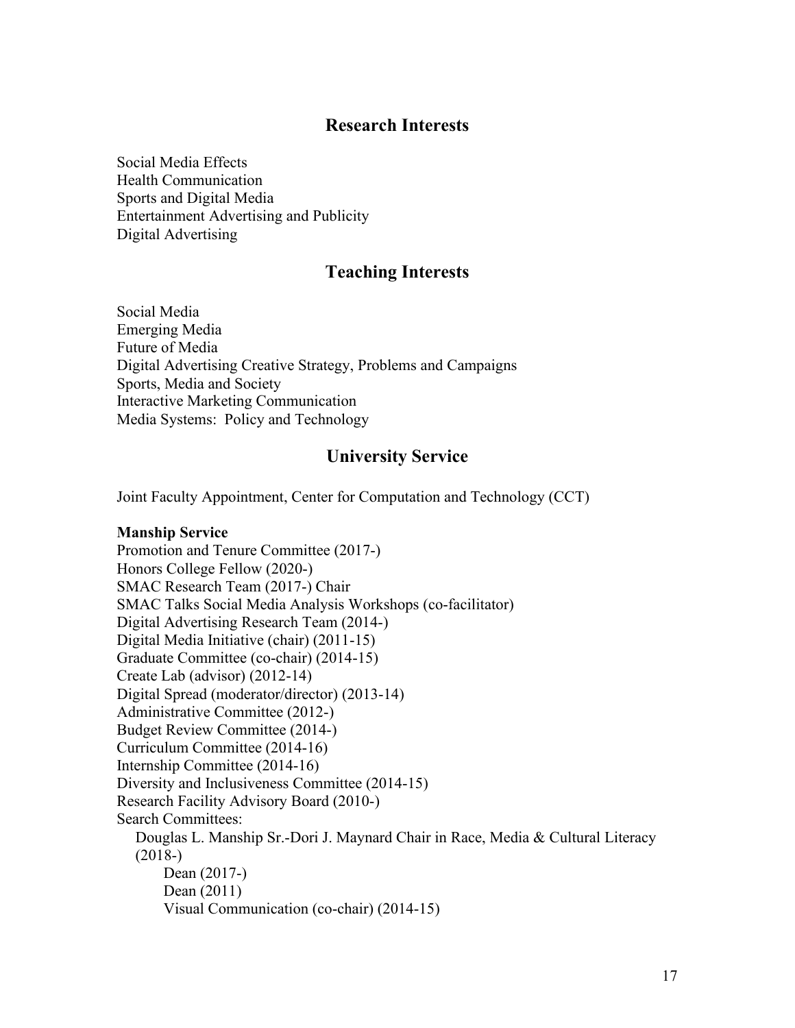## Research Interests

Social Media Effects
Health Communication
Sports and Digital Media
Entertainment Advertising and Publicity
Digital Advertising

## Teaching Interests

Social Media
Emerging Media
Future of Media
Digital Advertising Creative Strategy, Problems and Campaigns
Sports, Media and Society
Interactive Marketing Communication
Media Systems: Policy and Technology

## University Service

Joint Faculty Appointment, Center for Computation and Technology (CCT)

**Manship Service**

Promotion and Tenure Committee (2017-)
Honors College Fellow (2020-)
SMAC Research Team (2017-) Chair
SMAC Talks Social Media Analysis Workshops (co-facilitator)
Digital Advertising Research Team (2014-)
Digital Media Initiative (chair) (2011-15)
Graduate Committee (co-chair) (2014-15)
Create Lab (advisor) (2012-14)
Digital Spread (moderator/director) (2013-14)
Administrative Committee (2012-)
Budget Review Committee (2014-)
Curriculum Committee (2014-16)
Internship Committee (2014-16)
Diversity and Inclusiveness Committee (2014-15)
Research Facility Advisory Board (2010-)
Search Committees:

- Douglas L. Manship Sr.-Dori J. Maynard Chair in Race, Media & Cultural Literacy (2018-)
  - Dean (2017-)
  - Dean (2011)
  - Visual Communication (co-chair) (2014-15)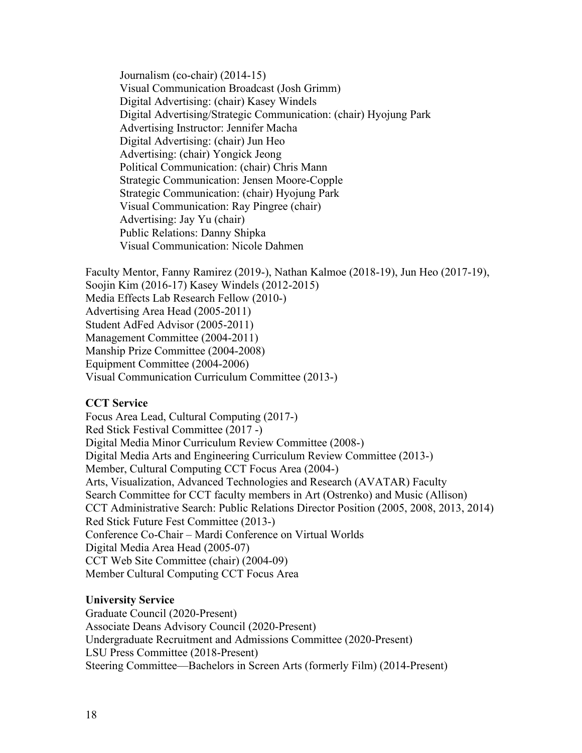Journalism (co-chair) (2014-15)
Visual Communication Broadcast (Josh Grimm)
Digital Advertising: (chair) Kasey Windels
Digital Advertising/Strategic Communication: (chair) Hyojung Park
Advertising Instructor: Jennifer Macha
Digital Advertising: (chair) Jun Heo
Advertising: (chair) Yongick Jeong
Political Communication: (chair) Chris Mann
Strategic Communication: Jensen Moore-Copple
Strategic Communication: (chair) Hyojung Park
Visual Communication: Ray Pingree (chair)
Advertising: Jay Yu (chair)
Public Relations: Danny Shipka
Visual Communication: Nicole Dahmen

Faculty Mentor, Fanny Ramirez (2019-), Nathan Kalmoe (2018-19), Jun Heo (2017-19), Soojin Kim (2016-17) Kasey Windels (2012-2015)
Media Effects Lab Research Fellow (2010-)
Advertising Area Head (2005-2011)
Student AdFed Advisor (2005-2011)
Management Committee (2004-2011)
Manship Prize Committee (2004-2008)
Equipment Committee (2004-2006)
Visual Communication Curriculum Committee (2013-)

**CCT Service**

Focus Area Lead, Cultural Computing (2017-)
Red Stick Festival Committee (2017 -)
Digital Media Minor Curriculum Review Committee (2008-)
Digital Media Arts and Engineering Curriculum Review Committee (2013-)
Member, Cultural Computing CCT Focus Area (2004-)
Arts, Visualization, Advanced Technologies and Research (AVATAR) Faculty
Search Committee for CCT faculty members in Art (Ostrenko) and Music (Allison)
CCT Administrative Search: Public Relations Director Position (2005, 2008, 2013, 2014)
Red Stick Future Fest Committee (2013-)
Conference Co-Chair – Mardi Conference on Virtual Worlds
Digital Media Area Head (2005-07)
CCT Web Site Committee (chair) (2004-09)
Member Cultural Computing CCT Focus Area

**University Service**

Graduate Council (2020-Present)
Associate Deans Advisory Council (2020-Present)
Undergraduate Recruitment and Admissions Committee (2020-Present)
LSU Press Committee (2018-Present)
Steering Committee—Bachelors in Screen Arts (formerly Film) (2014-Present)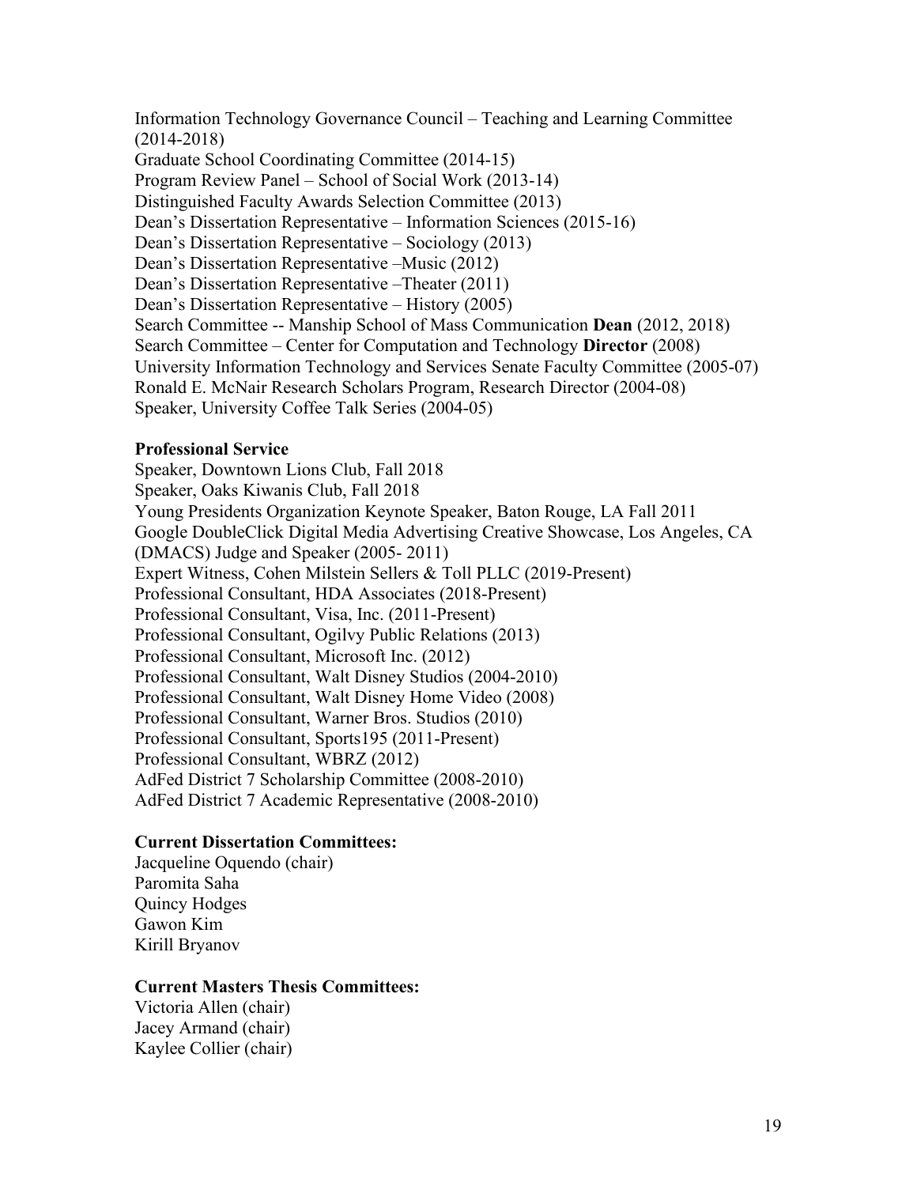Information Technology Governance Council – Teaching and Learning Committee (2014-2018)
Graduate School Coordinating Committee (2014-15)
Program Review Panel – School of Social Work (2013-14)
Distinguished Faculty Awards Selection Committee (2013)
Dean's Dissertation Representative – Information Sciences (2015-16)
Dean's Dissertation Representative – Sociology (2013)
Dean's Dissertation Representative –Music (2012)
Dean's Dissertation Representative –Theater (2011)
Dean's Dissertation Representative – History (2005)
Search Committee -- Manship School of Mass Communication **Dean** (2012, 2018)
Search Committee – Center for Computation and Technology **Director** (2008)
University Information Technology and Services Senate Faculty Committee (2005-07)
Ronald E. McNair Research Scholars Program, Research Director (2004-08)
Speaker, University Coffee Talk Series (2004-05)

**Professional Service**

Speaker, Downtown Lions Club, Fall 2018
Speaker, Oaks Kiwanis Club, Fall 2018
Young Presidents Organization Keynote Speaker, Baton Rouge, LA Fall 2011
Google DoubleClick Digital Media Advertising Creative Showcase, Los Angeles, CA (DMACS) Judge and Speaker (2005- 2011)
Expert Witness, Cohen Milstein Sellers & Toll PLLC (2019-Present)
Professional Consultant, HDA Associates (2018-Present)
Professional Consultant, Visa, Inc. (2011-Present)
Professional Consultant, Ogilvy Public Relations (2013)
Professional Consultant, Microsoft Inc. (2012)
Professional Consultant, Walt Disney Studios (2004-2010)
Professional Consultant, Walt Disney Home Video (2008)
Professional Consultant, Warner Bros. Studios (2010)
Professional Consultant, Sports195 (2011-Present)
Professional Consultant, WBRZ (2012)
AdFed District 7 Scholarship Committee (2008-2010)
AdFed District 7 Academic Representative (2008-2010)

**Current Dissertation Committees:**

Jacqueline Oquendo (chair)
Paromita Saha
Quincy Hodges
Gawon Kim
Kirill Bryanov

**Current Masters Thesis Committees:**

Victoria Allen (chair)
Jacey Armand (chair)
Kaylee Collier (chair)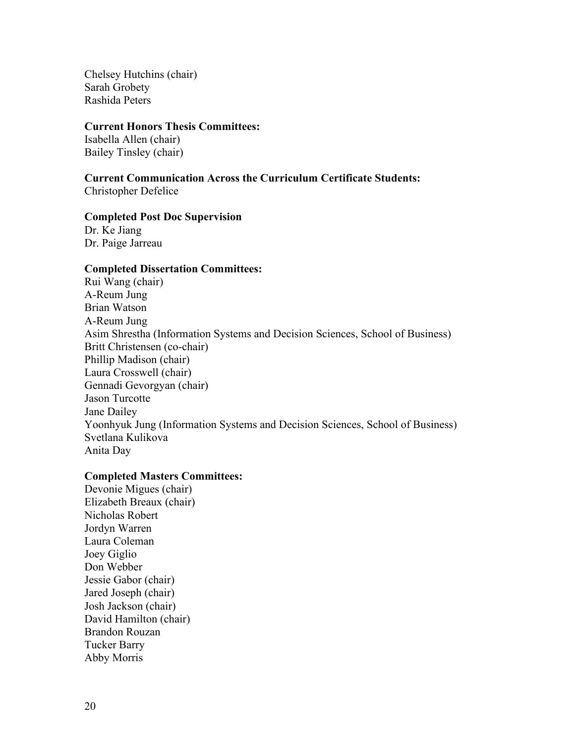Chelsey Hutchins (chair)
Sarah Grobety
Rashida Peters

**Current Honors Thesis Committees:**
Isabella Allen (chair)
Bailey Tinsley (chair)

**Current Communication Across the Curriculum Certificate Students:**
Christopher Defelice

**Completed Post Doc Supervision**
Dr. Ke Jiang
Dr. Paige Jarreau

**Completed Dissertation Committees:**
Rui Wang (chair)
A-Reum Jung
Brian Watson
A-Reum Jung
Asim Shrestha (Information Systems and Decision Sciences, School of Business)
Britt Christensen (co-chair)
Phillip Madison (chair)
Laura Crosswell (chair)
Gennadi Gevorgyan (chair)
Jason Turcotte
Jane Dailey
Yoonhyuk Jung (Information Systems and Decision Sciences, School of Business)
Svetlana Kulikova
Anita Day

**Completed Masters Committees:**
Devonie Migues (chair)
Elizabeth Breaux (chair)
Nicholas Robert
Jordyn Warren
Laura Coleman
Joey Giglio
Don Webber
Jessie Gabor (chair)
Jared Joseph (chair)
Josh Jackson (chair)
David Hamilton (chair)
Brandon Rouzan
Tucker Barry
Abby Morris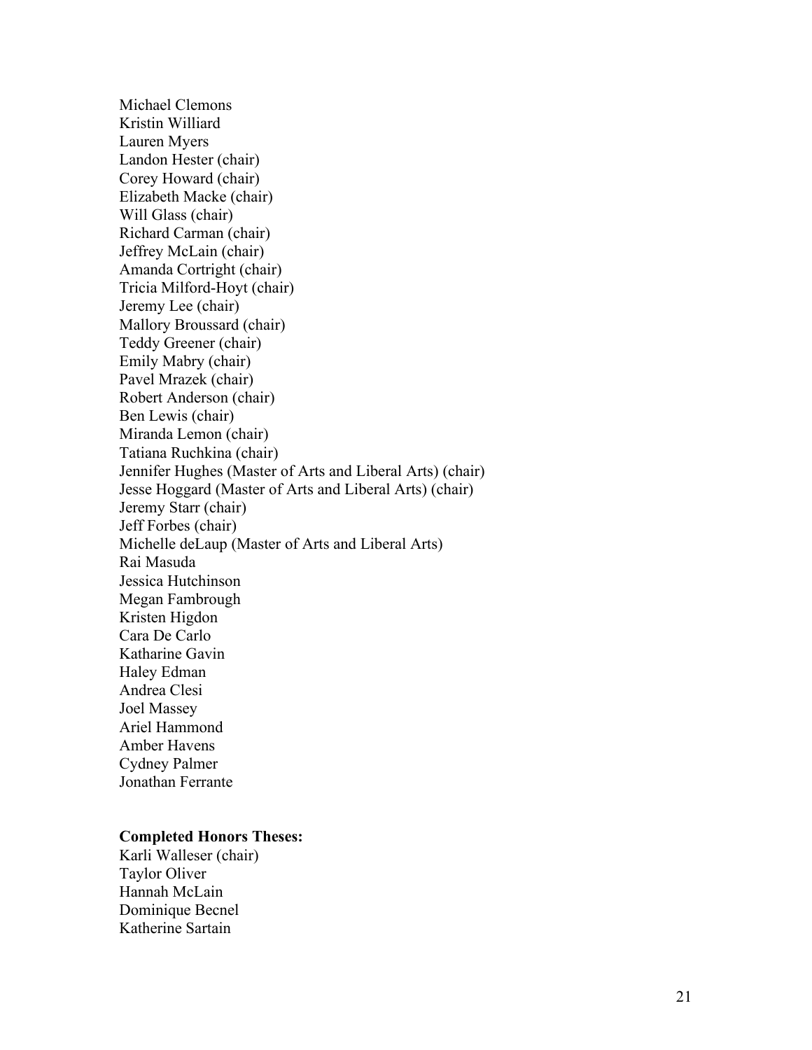Michael Clemons
Kristin Williard
Lauren Myers
Landon Hester (chair)
Corey Howard (chair)
Elizabeth Macke (chair)
Will Glass (chair)
Richard Carman (chair)
Jeffrey McLain (chair)
Amanda Cortright (chair)
Tricia Milford-Hoyt (chair)
Jeremy Lee (chair)
Mallory Broussard (chair)
Teddy Greener (chair)
Emily Mabry (chair)
Pavel Mrazek (chair)
Robert Anderson (chair)
Ben Lewis (chair)
Miranda Lemon (chair)
Tatiana Ruchkina (chair)
Jennifer Hughes (Master of Arts and Liberal Arts) (chair)
Jesse Hoggard (Master of Arts and Liberal Arts) (chair)
Jeremy Starr (chair)
Jeff Forbes (chair)
Michelle deLaup (Master of Arts and Liberal Arts)
Rai Masuda
Jessica Hutchinson
Megan Fambrough
Kristen Higdon
Cara De Carlo
Katharine Gavin
Haley Edman
Andrea Clesi
Joel Massey
Ariel Hammond
Amber Havens
Cydney Palmer
Jonathan Ferrante

**Completed Honors Theses:**
Karli Walleser (chair)
Taylor Oliver
Hannah McLain
Dominique Becnel
Katherine Sartain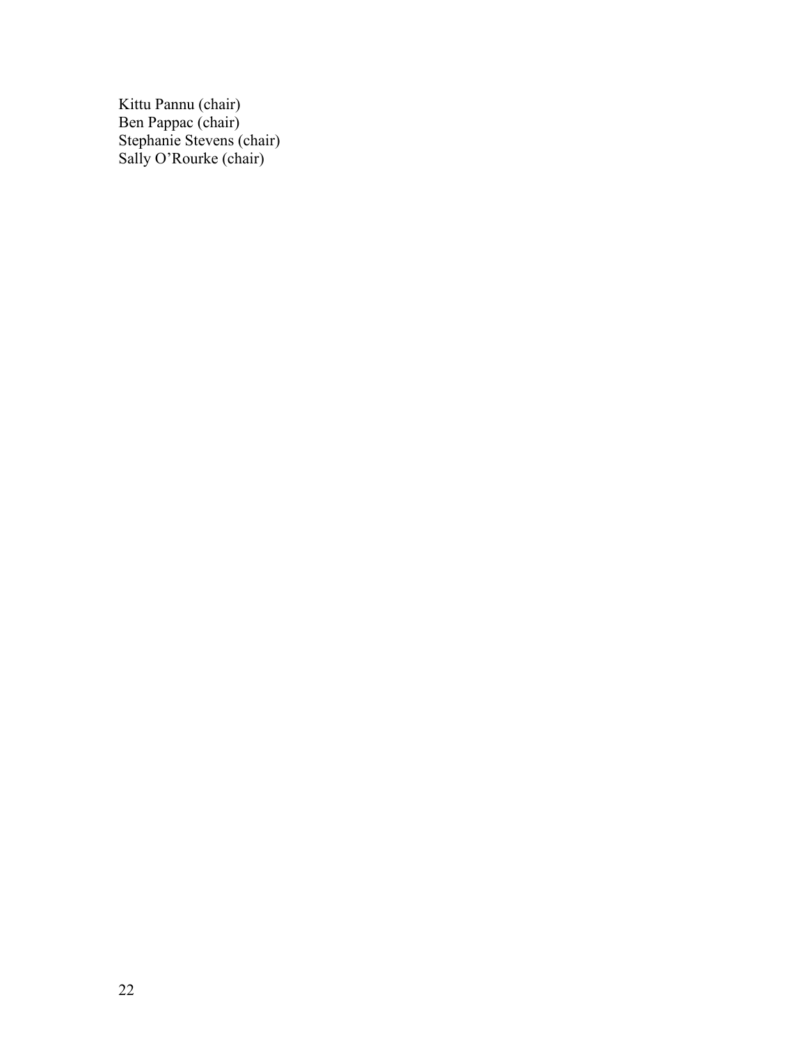Kittu Pannu (chair)
Ben Pappac (chair)
Stephanie Stevens (chair)
Sally O'Rourke (chair)